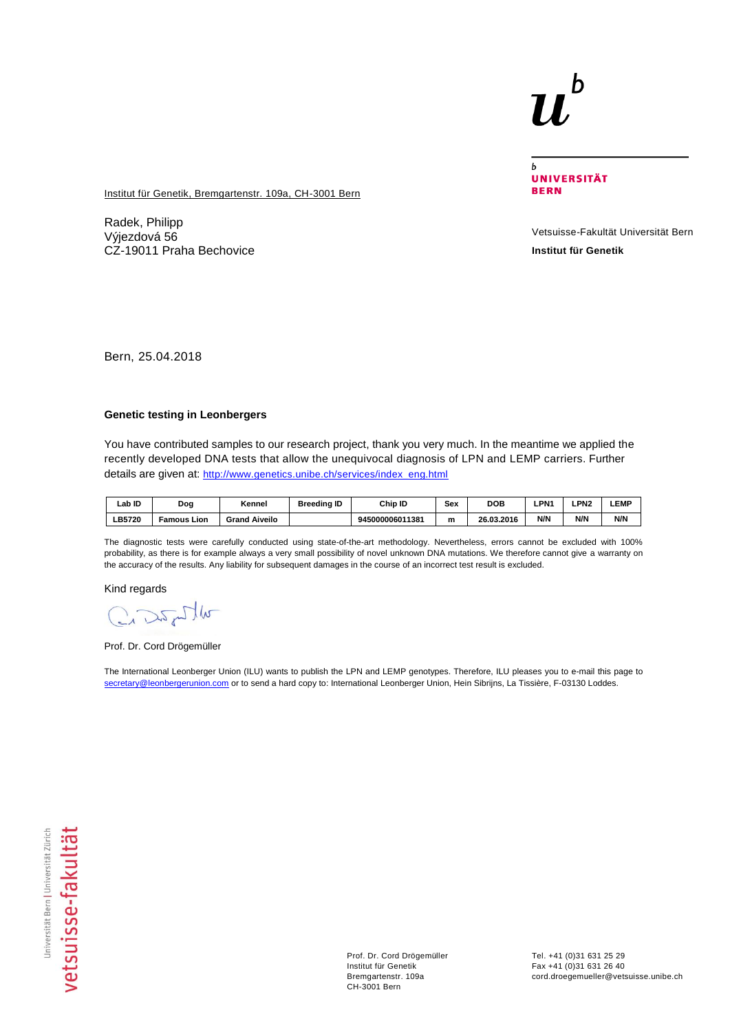UNIVERSITÄT BERN

Institut für Genetik, Bremgartenstr. 109a, CH-3001 Bern

Radek, Philipp
Výjezdová 56
CZ-19011 Praha Bechovice

Vetsuisse-Fakultät Universität Bern

**Institut für Genetik**

Bern, 25.04.2018

**Genetic testing in Leonbergers**

You have contributed samples to our research project, thank you very much. In the meantime we applied the recently developed DNA tests that allow the unequivocal diagnosis of LPN and LEMP carriers. Further details are given at: http://www.genetics.unibe.ch/services/index_eng.html

| Lab ID | Dog | Kennel | Breeding ID | Chip ID | Sex | DOB | LPN1 | LPN2 | LEMP |
|---|---|---|---|---|---|---|---|---|---|
| LB5720 | Famous Lion | Grand Aiveilo | | 945000006011381 | m | 26.03.2016 | N/N | N/N | N/N |

The diagnostic tests were carefully conducted using state-of-the-art methodology. Nevertheless, errors cannot be excluded with 100% probability, as there is for example always a very small possibility of novel unknown DNA mutations. We therefore cannot give a warranty on the accuracy of the results. Any liability for subsequent damages in the course of an incorrect test result is excluded.

Kind regards

Prof. Dr. Cord Drögemüller

The International Leonberger Union (ILU) wants to publish the LPN and LEMP genotypes. Therefore, ILU pleases you to e-mail this page to secretary@leonbergerunion.com or to send a hard copy to: International Leonberger Union, Hein Sibrijns, La Tissière, F-03130 Loddes.

Universität Bern | Universität Zürich vetsuisse-fakultät

Prof. Dr. Cord Drögemüller
Institut für Genetik
Bremgartenstr. 109a
CH-3001 Bern

Tel. +41 (0)31 631 25 29
Fax +41 (0)31 631 26 40
cord.droegemueller@vetsuisse.unibe.ch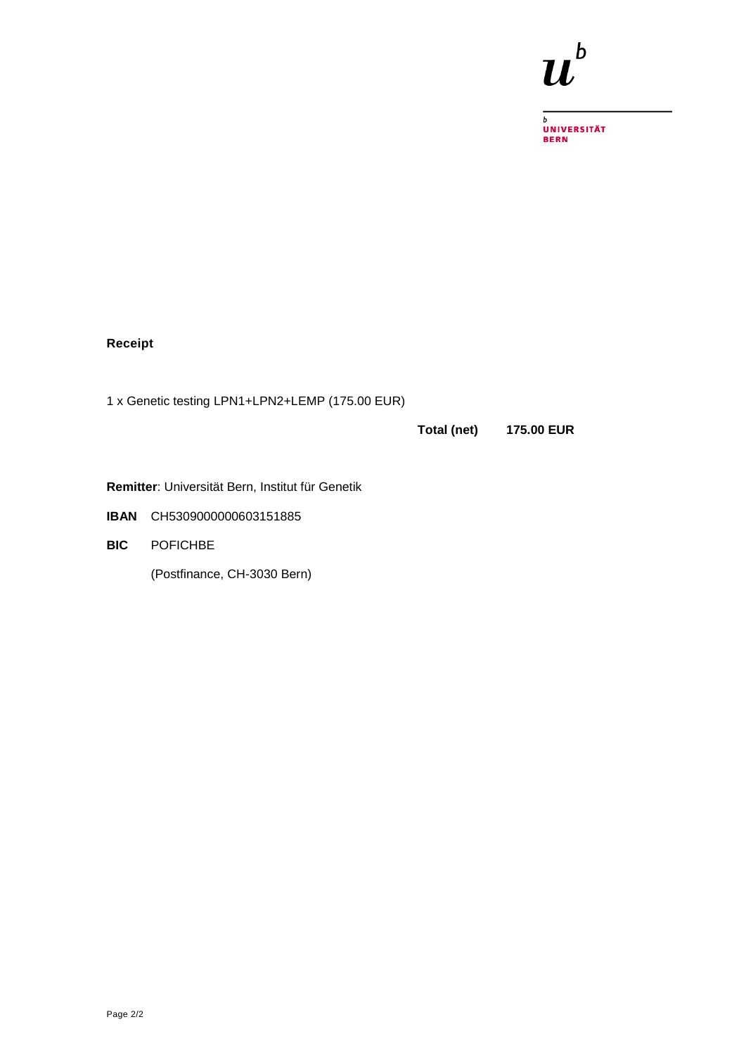UNIVERSITÄT
BERN

**Receipt**

1 x Genetic testing LPN1+LPN2+LEMP (175.00 EUR)

**Total (net)** **175.00 EUR**

**Remitter**: Universität Bern, Institut für Genetik

**IBAN** CH5309000000603151885

**BIC** POFICHBE

(Postfinance, CH-3030 Bern)